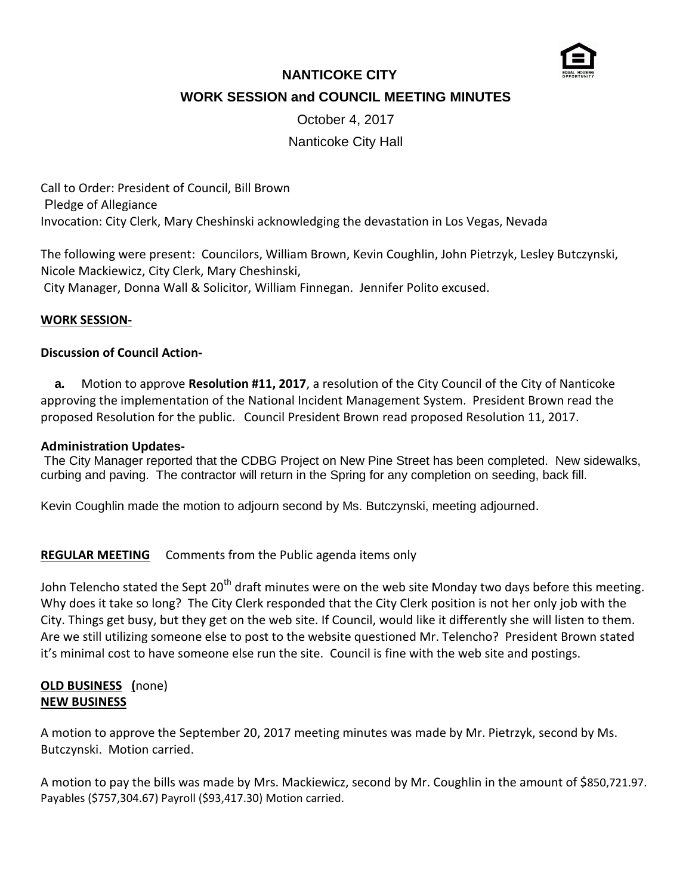# NANTICOKE CITY

## WORK SESSION and COUNCIL MEETING MINUTES

October 4, 2017

Nanticoke City Hall

Call to Order: President of Council, Bill Brown
Pledge of Allegiance
Invocation: City Clerk, Mary Cheshinski acknowledging the devastation in Los Vegas, Nevada

The following were present: Councilors, William Brown, Kevin Coughlin, John Pietrzyk, Lesley Butczynski, Nicole Mackiewicz, City Clerk, Mary Cheshinski,
City Manager, Donna Wall & Solicitor, William Finnegan. Jennifer Polito excused.

**WORK SESSION-**

**Discussion of Council Action-**

**a.** Motion to approve **Resolution #11, 2017**, a resolution of the City Council of the City of Nanticoke approving the implementation of the National Incident Management System. President Brown read the proposed Resolution for the public. Council President Brown read proposed Resolution 11, 2017.

**Administration Updates-**
The City Manager reported that the CDBG Project on New Pine Street has been completed. New sidewalks, curbing and paving. The contractor will return in the Spring for any completion on seeding, back fill.

Kevin Coughlin made the motion to adjourn second by Ms. Butczynski, meeting adjourned.

**REGULAR MEETING** Comments from the Public agenda items only

John Telencho stated the Sept 20th draft minutes were on the web site Monday two days before this meeting. Why does it take so long? The City Clerk responded that the City Clerk position is not her only job with the City. Things get busy, but they get on the web site. If Council, would like it differently she will listen to them. Are we still utilizing someone else to post to the website questioned Mr. Telencho? President Brown stated it's minimal cost to have someone else run the site. Council is fine with the web site and postings.

**OLD BUSINESS (**none)
**NEW BUSINESS**

A motion to approve the September 20, 2017 meeting minutes was made by Mr. Pietrzyk, second by Ms. Butczynski. Motion carried.

A motion to pay the bills was made by Mrs. Mackiewicz, second by Mr. Coughlin in the amount of $850,721.97. Payables ($757,304.67) Payroll ($93,417.30) Motion carried.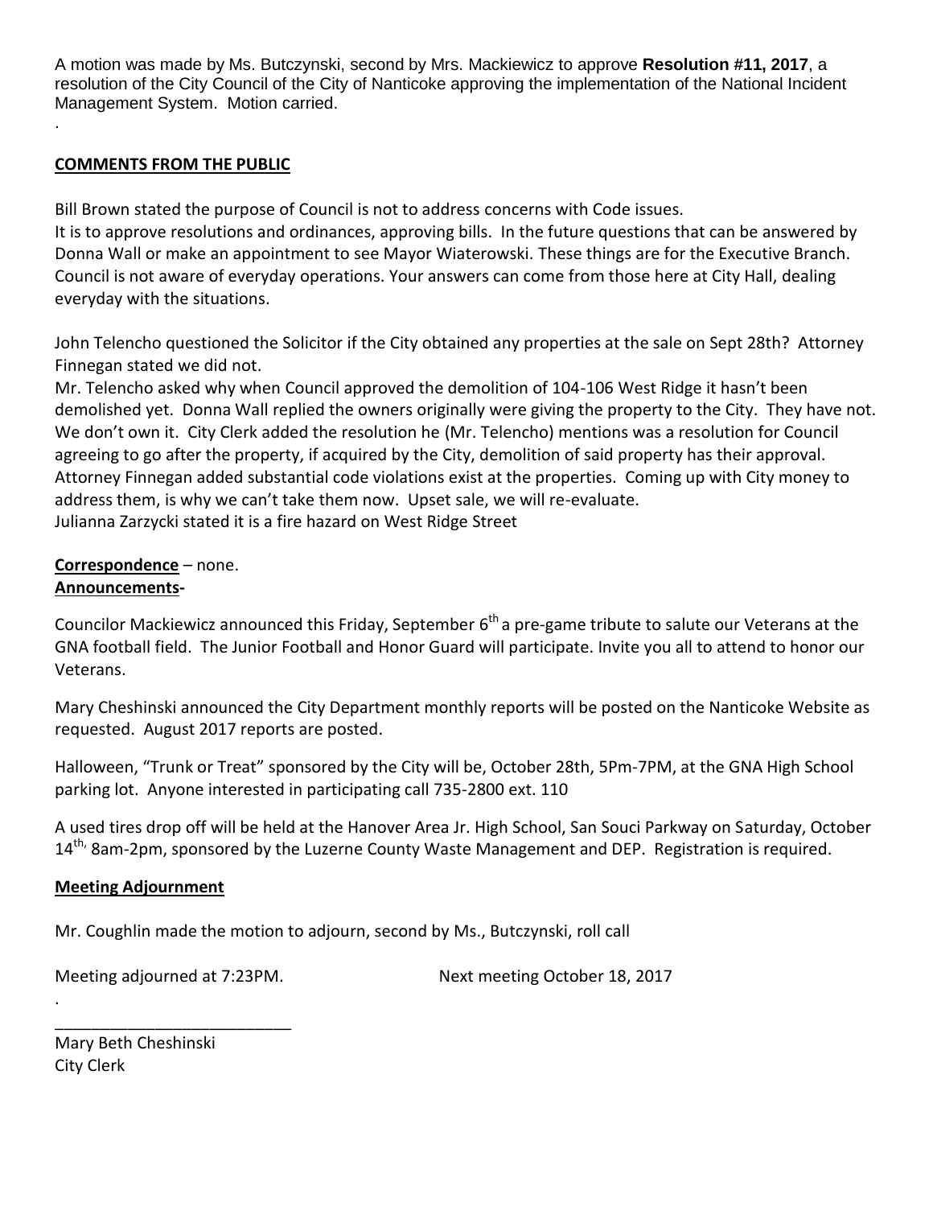A motion was made by Ms. Butczynski, second by Mrs. Mackiewicz to approve **Resolution #11, 2017**, a resolution of the City Council of the City of Nanticoke approving the implementation of the National Incident Management System. Motion carried.

.

**COMMENTS FROM THE PUBLIC**

Bill Brown stated the purpose of Council is not to address concerns with Code issues.
It is to approve resolutions and ordinances, approving bills. In the future questions that can be answered by Donna Wall or make an appointment to see Mayor Wiaterowski. These things are for the Executive Branch. Council is not aware of everyday operations. Your answers can come from those here at City Hall, dealing everyday with the situations.

John Telencho questioned the Solicitor if the City obtained any properties at the sale on Sept 28th? Attorney Finnegan stated we did not.
Mr. Telencho asked why when Council approved the demolition of 104-106 West Ridge it hasn't been demolished yet. Donna Wall replied the owners originally were giving the property to the City. They have not. We don't own it. City Clerk added the resolution he (Mr. Telencho) mentions was a resolution for Council agreeing to go after the property, if acquired by the City, demolition of said property has their approval. Attorney Finnegan added substantial code violations exist at the properties. Coming up with City money to address them, is why we can't take them now. Upset sale, we will re-evaluate.
Julianna Zarzycki stated it is a fire hazard on West Ridge Street

**Correspondence** – none.
**Announcements-**

Councilor Mackiewicz announced this Friday, September 6th a pre-game tribute to salute our Veterans at the GNA football field. The Junior Football and Honor Guard will participate. Invite you all to attend to honor our Veterans.

Mary Cheshinski announced the City Department monthly reports will be posted on the Nanticoke Website as requested. August 2017 reports are posted.

Halloween, "Trunk or Treat" sponsored by the City will be, October 28th, 5Pm-7PM, at the GNA High School parking lot. Anyone interested in participating call 735-2800 ext. 110

A used tires drop off will be held at the Hanover Area Jr. High School, San Souci Parkway on Saturday, October 14th, 8am-2pm, sponsored by the Luzerne County Waste Management and DEP. Registration is required.

**Meeting Adjournment**

Mr. Coughlin made the motion to adjourn, second by Ms., Butczynski, roll call

Meeting adjourned at 7:23PM. Next meeting October 18, 2017

.

\_\_\_\_\_\_\_\_\_\_\_\_\_\_\_\_\_\_\_\_\_\_\_\_\_\_

Mary Beth Cheshinski
City Clerk